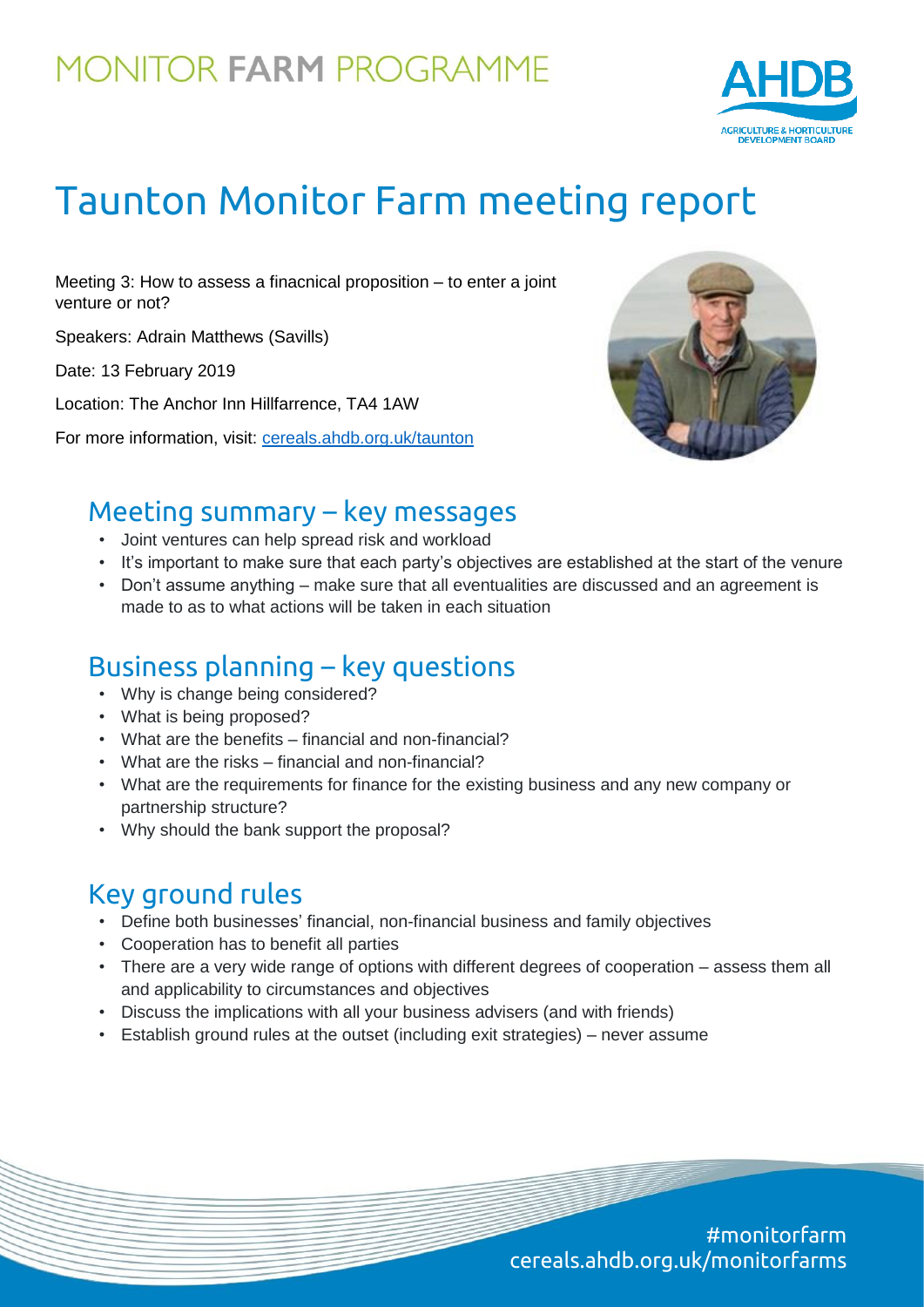# MONITOR FARM PROGRAMME

# Taunton Monitor Farm meeting report

Meeting 3: How to assess a finacnical proposition – to enter a joint venture or not?

Speakers: Adrain Matthews (Savills)

Date: 13 February 2019

Location: The Anchor Inn Hillfarrence, TA4 1AW

For more information, visit: cereals.ahdb.org.uk/taunton

## Meeting summary – key messages

- Joint ventures can help spread risk and workload
- It's important to make sure that each party's objectives are established at the start of the venure
- Don't assume anything – make sure that all eventualities are discussed and an agreement is made to as to what actions will be taken in each situation

## Business planning – key questions

- Why is change being considered?
- What is being proposed?
- What are the benefits – financial and non-financial?
- What are the risks – financial and non-financial?
- What are the requirements for finance for the existing business and any new company or partnership structure?
- Why should the bank support the proposal?

## Key ground rules

- Define both businesses' financial, non-financial business and family objectives
- Cooperation has to benefit all parties
- There are a very wide range of options with different degrees of cooperation – assess them all and applicability to circumstances and objectives
- Discuss the implications with all your business advisers (and with friends)
- Establish ground rules at the outset (including exit strategies) – never assume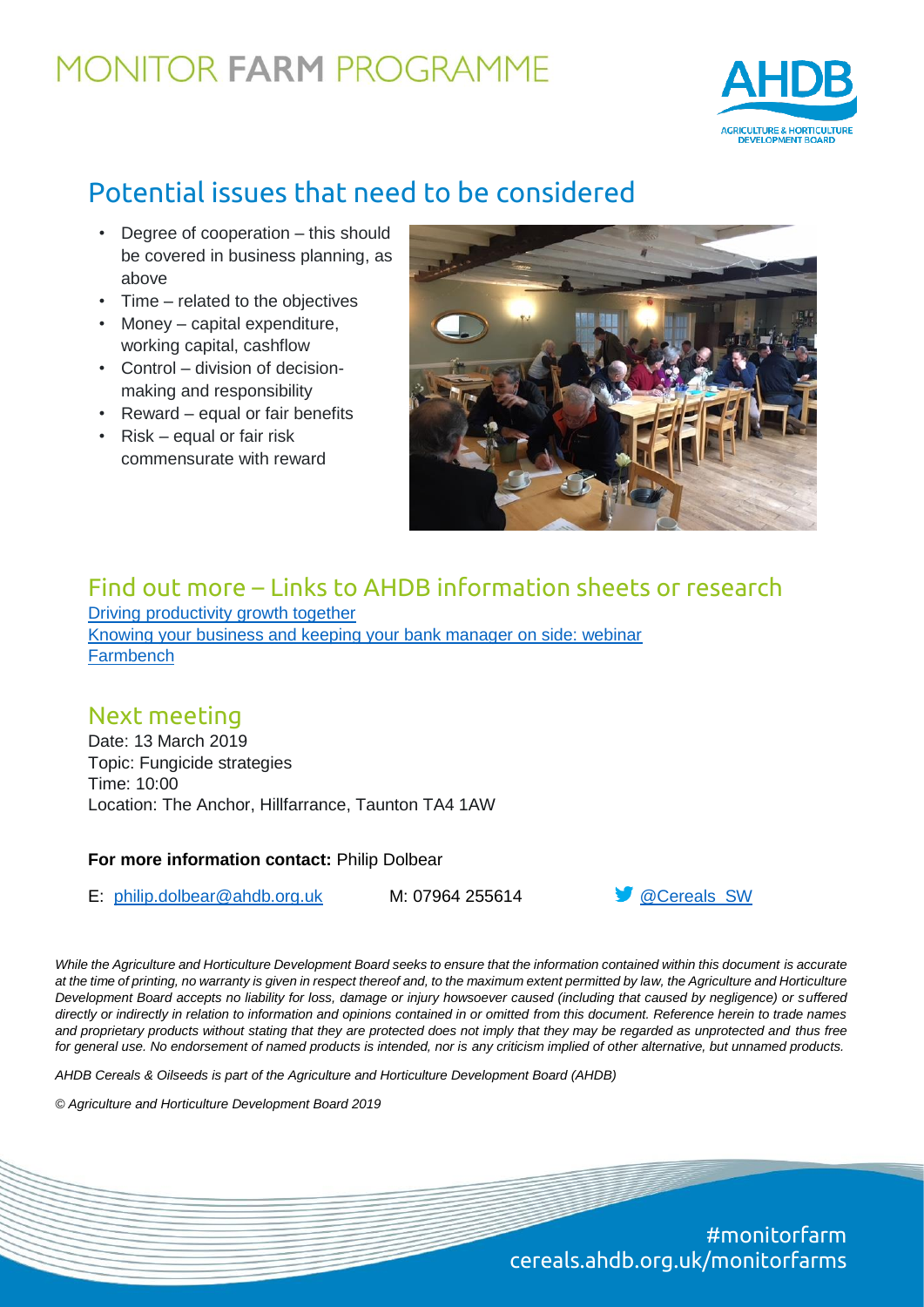# MONITOR FARM PROGRAMME

## Potential issues that need to be considered

- Degree of cooperation – this should be covered in business planning, as above
- Time – related to the objectives
- Money – capital expenditure, working capital, cashflow
- Control – division of decision-making and responsibility
- Reward – equal or fair benefits
- Risk – equal or fair risk commensurate with reward

## Find out more – Links to AHDB information sheets or research

Driving productivity growth together
Knowing your business and keeping your bank manager on side: webinar
Farmbench

## Next meeting

Date: 13 March 2019
Topic: Fungicide strategies
Time: 10:00
Location: The Anchor, Hillfarrance, Taunton TA4 1AW

**For more information contact:** Philip Dolbear

E: philip.dolbear@ahdb.org.uk M: 07964 255614 @Cereals_SW

*While the Agriculture and Horticulture Development Board seeks to ensure that the information contained within this document is accurate at the time of printing, no warranty is given in respect thereof and, to the maximum extent permitted by law, the Agriculture and Horticulture Development Board accepts no liability for loss, damage or injury howsoever caused (including that caused by negligence) or suffered directly or indirectly in relation to information and opinions contained in or omitted from this document. Reference herein to trade names and proprietary products without stating that they are protected does not imply that they may be regarded as unprotected and thus free for general use. No endorsement of named products is intended, nor is any criticism implied of other alternative, but unnamed products.*

*AHDB Cereals & Oilseeds is part of the Agriculture and Horticulture Development Board (AHDB)*

*© Agriculture and Horticulture Development Board 2019*

#monitorfarm
cereals.ahdb.org.uk/monitorfarms